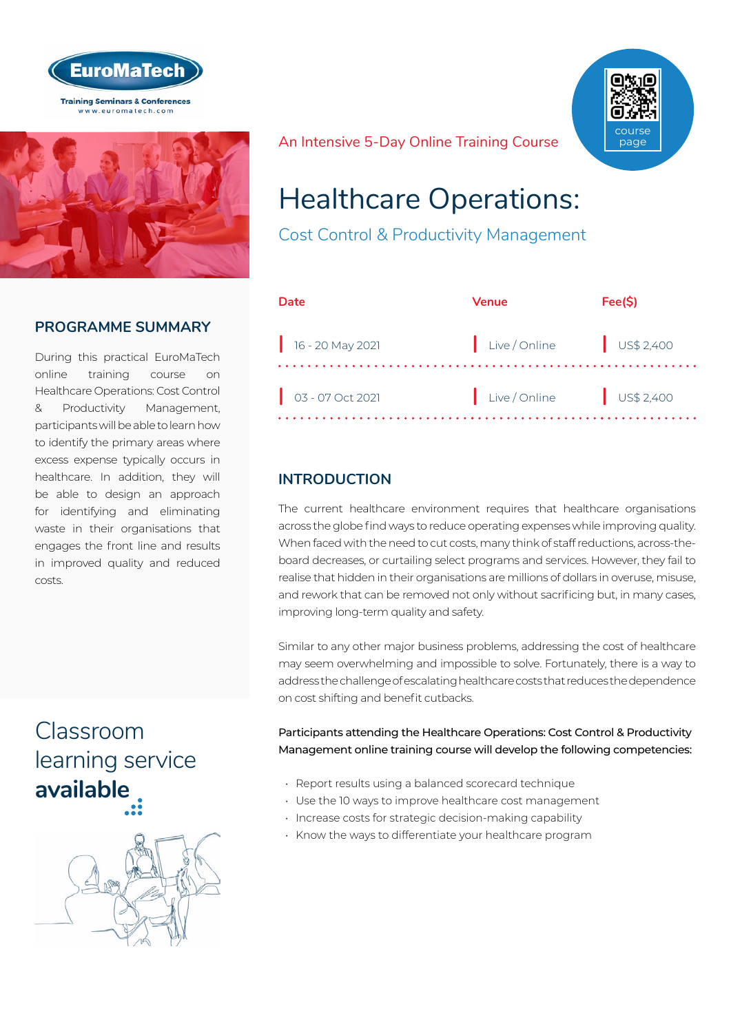EuroMaTech
Training Seminars & Conferences
www.euromatech.com

An Intensive 5-Day Online Training Course

course page

# Healthcare Operations:

## Cost Control & Productivity Management

| Date | Venue | Fee($) |
|---|---|---|
| 16 - 20 May 2021 | Live / Online | US$ 2,400 |
| 03 - 07 Oct 2021 | Live / Online | US$ 2,400 |

## PROGRAMME SUMMARY

During this practical EuroMaTech online training course on Healthcare Operations: Cost Control & Productivity Management, participants will be able to learn how to identify the primary areas where excess expense typically occurs in healthcare. In addition, they will be able to design an approach for identifying and eliminating waste in their organisations that engages the front line and results in improved quality and reduced costs.

Classroom learning service **available**

## INTRODUCTION

The current healthcare environment requires that healthcare organisations across the globe find ways to reduce operating expenses while improving quality. When faced with the need to cut costs, many think of staff reductions, across-the-board decreases, or curtailing select programs and services. However, they fail to realise that hidden in their organisations are millions of dollars in overuse, misuse, and rework that can be removed not only without sacrificing but, in many cases, improving long-term quality and safety.

Similar to any other major business problems, addressing the cost of healthcare may seem overwhelming and impossible to solve. Fortunately, there is a way to address the challenge of escalating healthcare costs that reduces the dependence on cost shifting and benefit cutbacks.

**Participants attending the Healthcare Operations: Cost Control & Productivity Management online training course will develop the following competencies:**

- Report results using a balanced scorecard technique
- Use the 10 ways to improve healthcare cost management
- Increase costs for strategic decision-making capability
- Know the ways to differentiate your healthcare program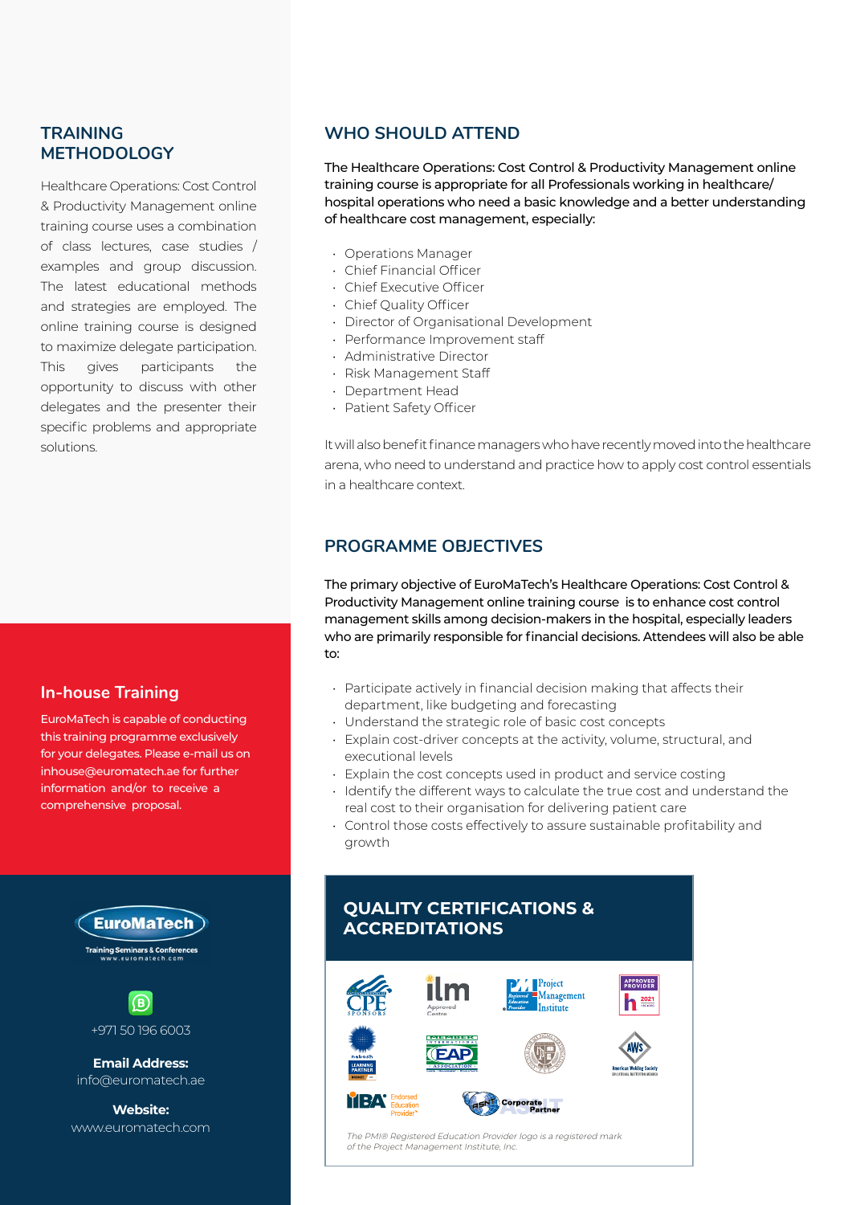## TRAINING METHODOLOGY

Healthcare Operations: Cost Control & Productivity Management online training course uses a combination of class lectures, case studies / examples and group discussion. The latest educational methods and strategies are employed. The online training course is designed to maximize delegate participation. This gives participants the opportunity to discuss with other delegates and the presenter their specific problems and appropriate solutions.

## In-house Training

EuroMaTech is capable of conducting this training programme exclusively for your delegates. Please e-mail us on inhouse@euromatech.ae for further information and/or to receive a comprehensive proposal.

EuroMaTech

Training Seminars & Conferences
www.euromatech.com

+971 50 196 6003

**Email Address:**
info@euromatech.ae

**Website:**
www.euromatech.com

## WHO SHOULD ATTEND

The Healthcare Operations: Cost Control & Productivity Management online training course is appropriate for all Professionals working in healthcare/hospital operations who need a basic knowledge and a better understanding of healthcare cost management, especially:

- Operations Manager
- Chief Financial Officer
- Chief Executive Officer
- Chief Quality Officer
- Director of Organisational Development
- Performance Improvement staff
- Administrative Director
- Risk Management Staff
- Department Head
- Patient Safety Officer

It will also benefit finance managers who have recently moved into the healthcare arena, who need to understand and practice how to apply cost control essentials in a healthcare context.

## PROGRAMME OBJECTIVES

The primary objective of EuroMaTech's Healthcare Operations: Cost Control & Productivity Management online training course is to enhance cost control management skills among decision-makers in the hospital, especially leaders who are primarily responsible for financial decisions. Attendees will also be able to:

- Participate actively in financial decision making that affects their department, like budgeting and forecasting
- Understand the strategic role of basic cost concepts
- Explain cost-driver concepts at the activity, volume, structural, and executional levels
- Explain the cost concepts used in product and service costing
- Identify the different ways to calculate the true cost and understand the real cost to their organisation for delivering patient care
- Control those costs effectively to assure sustainable profitability and growth

## QUALITY CERTIFICATIONS & ACCREDITATIONS

*The PMI® Registered Education Provider logo is a registered mark of the Project Management Institute, Inc.*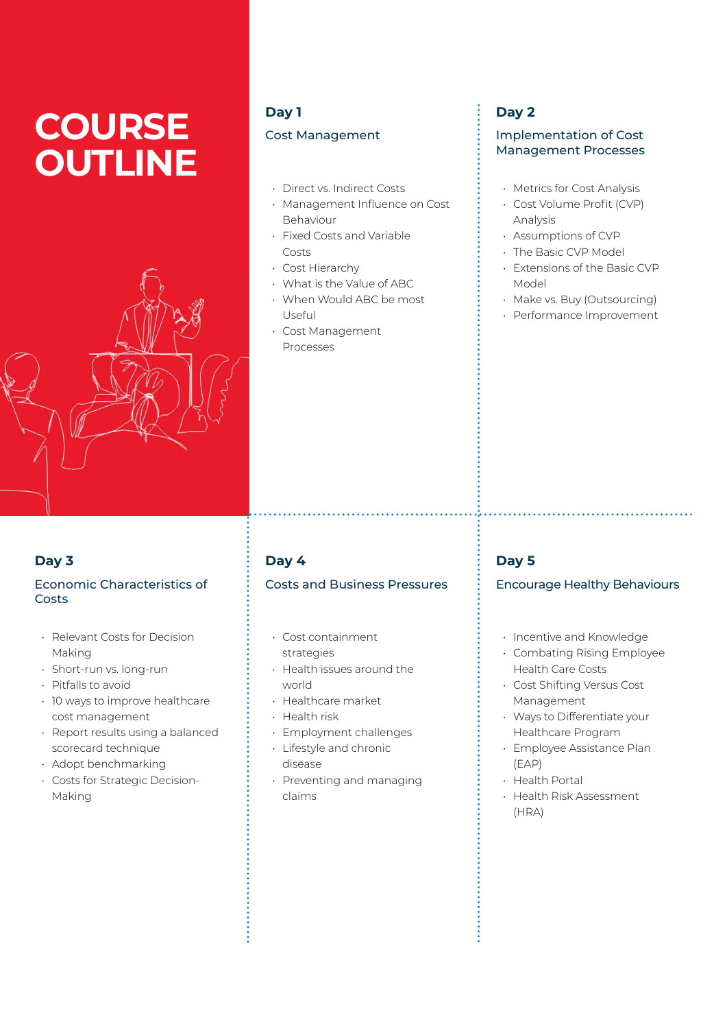# COURSE OUTLINE

## Day 1

### Cost Management

- Direct vs. Indirect Costs
- Management Influence on Cost Behaviour
- Fixed Costs and Variable Costs
- Cost Hierarchy
- What is the Value of ABC
- When Would ABC be most Useful
- Cost Management Processes

## Day 2

### Implementation of Cost Management Processes

- Metrics for Cost Analysis
- Cost Volume Profit (CVP) Analysis
- Assumptions of CVP
- The Basic CVP Model
- Extensions of the Basic CVP Model
- Make vs. Buy (Outsourcing)
- Performance Improvement

## Day 3

### Economic Characteristics of Costs

- Relevant Costs for Decision Making
- Short-run vs. long-run
- Pitfalls to avoid
- 10 ways to improve healthcare cost management
- Report results using a balanced scorecard technique
- Adopt benchmarking
- Costs for Strategic Decision-Making

## Day 4

### Costs and Business Pressures

- Cost containment strategies
- Health issues around the world
- Healthcare market
- Health risk
- Employment challenges
- Lifestyle and chronic disease
- Preventing and managing claims

## Day 5

### Encourage Healthy Behaviours

- Incentive and Knowledge
- Combating Rising Employee Health Care Costs
- Cost Shifting Versus Cost Management
- Ways to Differentiate your Healthcare Program
- Employee Assistance Plan (EAP)
- Health Portal
- Health Risk Assessment (HRA)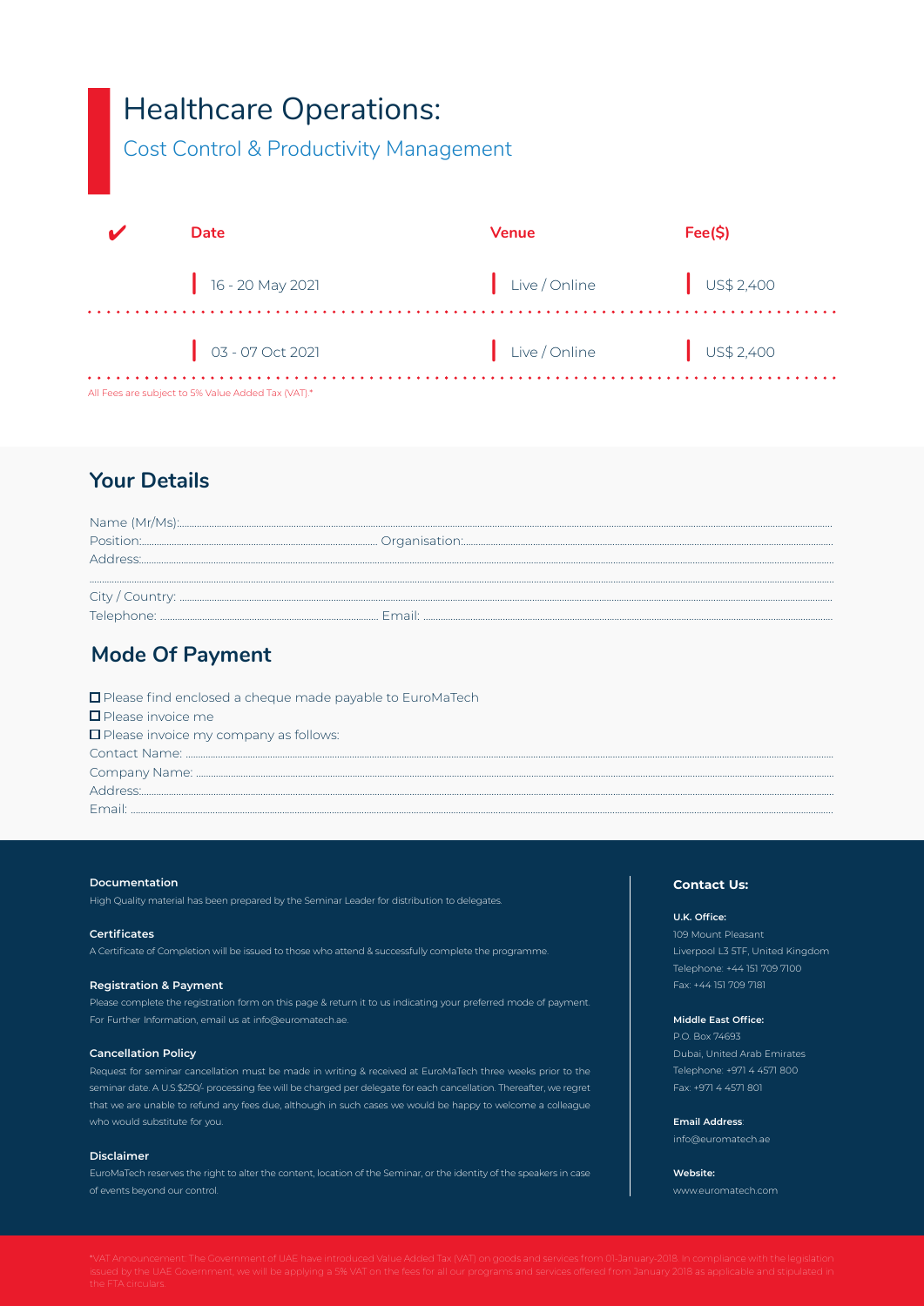# Healthcare Operations:

## Cost Control & Productivity Management

| ✔ | Date | Venue | Fee($) |
|---|---|---|---|
| | 16 - 20 May 2021 | Live / Online | US$ 2,400 |
| | 03 - 07 Oct 2021 | Live / Online | US$ 2,400 |

All Fees are subject to 5% Value Added Tax (VAT).*

## Your Details

Name (Mr/Ms):.................................................................

Position:..................................... Organisation:.....................................

Address:.................................................................

.................................................................

City / Country: .................................................................

Telephone: ..................................... Email: .....................................

## Mode Of Payment

- ☐ Please find enclosed a cheque made payable to EuroMaTech
- ☐ Please invoice me
- ☐ Please invoice my company as follows:

Contact Name: .................................................................

Company Name: .................................................................

Address:.................................................................

Email: .................................................................

**Documentation**

High Quality material has been prepared by the Seminar Leader for distribution to delegates.

**Certificates**

A Certificate of Completion will be issued to those who attend & successfully complete the programme.

**Registration & Payment**

Please complete the registration form on this page & return it to us indicating your preferred mode of payment. For Further Information, email us at info@euromatech.ae.

**Cancellation Policy**

Request for seminar cancellation must be made in writing & received at EuroMaTech three weeks prior to the seminar date. A U.S.$250/- processing fee will be charged per delegate for each cancellation. Thereafter, we regret that we are unable to refund any fees due, although in such cases we would be happy to welcome a colleague who would substitute for you.

**Disclaimer**

EuroMaTech reserves the right to alter the content, location of the Seminar, or the identity of the speakers in case of events beyond our control.

**Contact Us:**

**U.K. Office:**
109 Mount Pleasant
Liverpool L3 5TF, United Kingdom
Telephone: +44 151 709 7100
Fax: +44 151 709 7181

**Middle East Office:**
P.O. Box 74693
Dubai, United Arab Emirates
Telephone: +971 4 4571 800
Fax: +971 4 4571 801

**Email Address**:
info@euromatech.ae

**Website:**
www.euromatech.com

*VAT Announcement: The Government of UAE have introduced Value Added Tax (VAT) on goods and services from 01-January-2018. In compliance with the legislation issued by the UAE Government, we will be applying a 5% VAT on the fees for all our programs and services offered from January 2018 as applicable and stipulated in the FTA circulars.